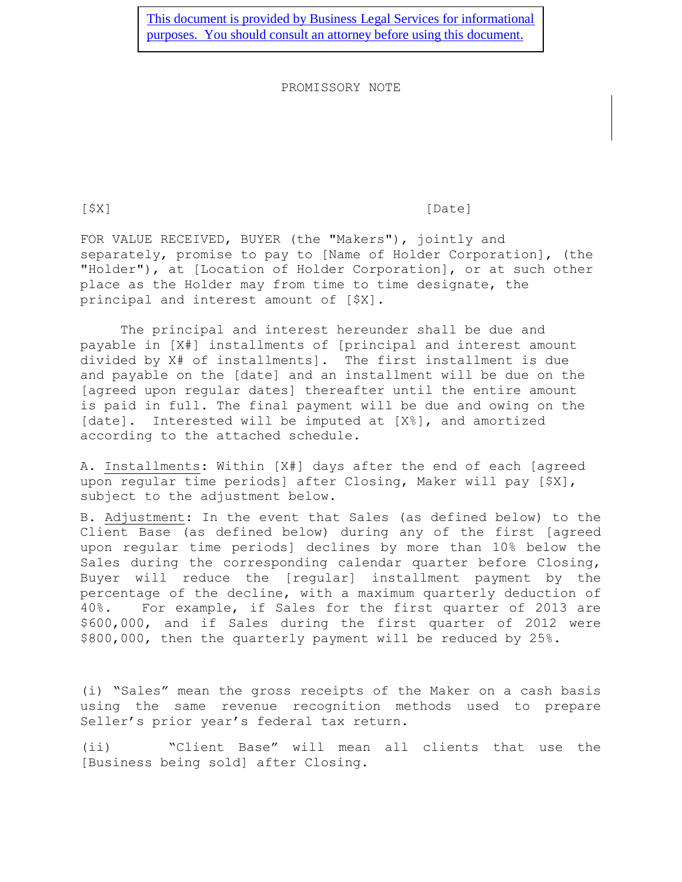This document is provided by Business Legal Services for informational purposes. You should consult an attorney before using this document.

# PROMISSORY NOTE

[$X] [Date]

FOR VALUE RECEIVED, BUYER (the "Makers"), jointly and separately, promise to pay to [Name of Holder Corporation], (the "Holder"), at [Location of Holder Corporation], or at such other place as the Holder may from time to time designate, the principal and interest amount of [$X].

The principal and interest hereunder shall be due and payable in [X#] installments of [principal and interest amount divided by X# of installments]. The first installment is due and payable on the [date] and an installment will be due on the [agreed upon regular dates] thereafter until the entire amount is paid in full. The final payment will be due and owing on the [date]. Interested will be imputed at [X%], and amortized according to the attached schedule.

A. Installments: Within [X#] days after the end of each [agreed upon regular time periods] after Closing, Maker will pay [$X], subject to the adjustment below.

B. Adjustment: In the event that Sales (as defined below) to the Client Base (as defined below) during any of the first [agreed upon regular time periods] declines by more than 10% below the Sales during the corresponding calendar quarter before Closing, Buyer will reduce the [regular] installment payment by the percentage of the decline, with a maximum quarterly deduction of 40%. For example, if Sales for the first quarter of 2013 are $600,000, and if Sales during the first quarter of 2012 were $800,000, then the quarterly payment will be reduced by 25%.

(i) "Sales" mean the gross receipts of the Maker on a cash basis using the same revenue recognition methods used to prepare Seller's prior year's federal tax return.

(ii) "Client Base" will mean all clients that use the [Business being sold] after Closing.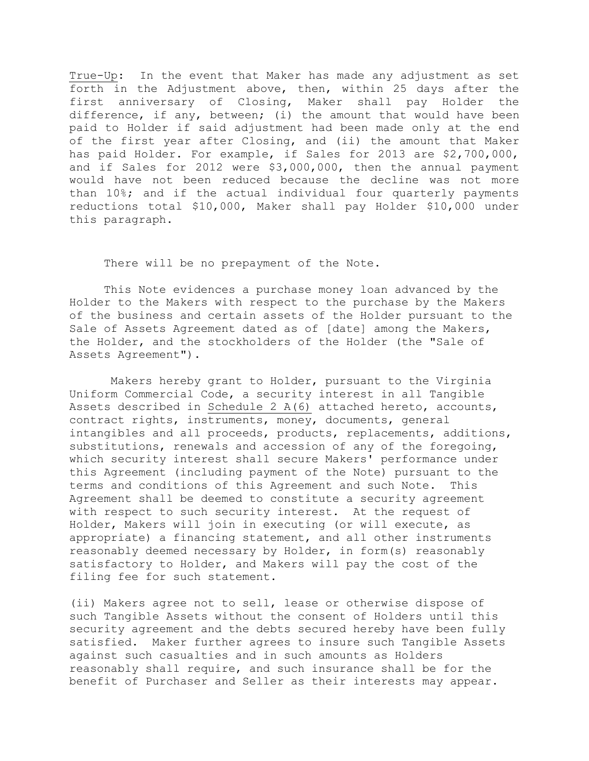True-Up: In the event that Maker has made any adjustment as set forth in the Adjustment above, then, within 25 days after the first anniversary of Closing, Maker shall pay Holder the difference, if any, between; (i) the amount that would have been paid to Holder if said adjustment had been made only at the end of the first year after Closing, and (ii) the amount that Maker has paid Holder. For example, if Sales for 2013 are $2,700,000, and if Sales for 2012 were $3,000,000, then the annual payment would have not been reduced because the decline was not more than 10%; and if the actual individual four quarterly payments reductions total $10,000, Maker shall pay Holder $10,000 under this paragraph.

There will be no prepayment of the Note.

This Note evidences a purchase money loan advanced by the Holder to the Makers with respect to the purchase by the Makers of the business and certain assets of the Holder pursuant to the Sale of Assets Agreement dated as of [date] among the Makers, the Holder, and the stockholders of the Holder (the "Sale of Assets Agreement").

Makers hereby grant to Holder, pursuant to the Virginia Uniform Commercial Code, a security interest in all Tangible Assets described in Schedule 2 A(6) attached hereto, accounts, contract rights, instruments, money, documents, general intangibles and all proceeds, products, replacements, additions, substitutions, renewals and accession of any of the foregoing, which security interest shall secure Makers' performance under this Agreement (including payment of the Note) pursuant to the terms and conditions of this Agreement and such Note. This Agreement shall be deemed to constitute a security agreement with respect to such security interest. At the request of Holder, Makers will join in executing (or will execute, as appropriate) a financing statement, and all other instruments reasonably deemed necessary by Holder, in form(s) reasonably satisfactory to Holder, and Makers will pay the cost of the filing fee for such statement.

(ii) Makers agree not to sell, lease or otherwise dispose of such Tangible Assets without the consent of Holders until this security agreement and the debts secured hereby have been fully satisfied. Maker further agrees to insure such Tangible Assets against such casualties and in such amounts as Holders reasonably shall require, and such insurance shall be for the benefit of Purchaser and Seller as their interests may appear.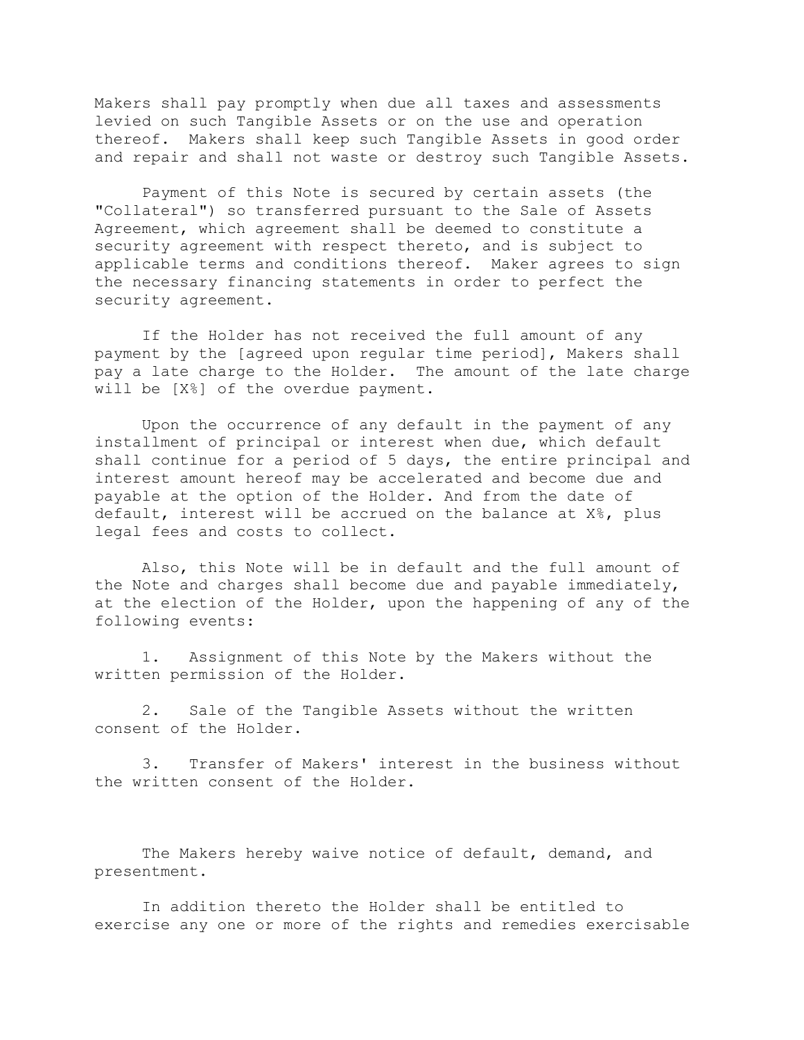Makers shall pay promptly when due all taxes and assessments levied on such Tangible Assets or on the use and operation thereof. Makers shall keep such Tangible Assets in good order and repair and shall not waste or destroy such Tangible Assets.

Payment of this Note is secured by certain assets (the "Collateral") so transferred pursuant to the Sale of Assets Agreement, which agreement shall be deemed to constitute a security agreement with respect thereto, and is subject to applicable terms and conditions thereof. Maker agrees to sign the necessary financing statements in order to perfect the security agreement.

If the Holder has not received the full amount of any payment by the [agreed upon regular time period], Makers shall pay a late charge to the Holder. The amount of the late charge will be [X%] of the overdue payment.

Upon the occurrence of any default in the payment of any installment of principal or interest when due, which default shall continue for a period of 5 days, the entire principal and interest amount hereof may be accelerated and become due and payable at the option of the Holder. And from the date of default, interest will be accrued on the balance at X%, plus legal fees and costs to collect.

Also, this Note will be in default and the full amount of the Note and charges shall become due and payable immediately, at the election of the Holder, upon the happening of any of the following events:

1. Assignment of this Note by the Makers without the written permission of the Holder.

2. Sale of the Tangible Assets without the written consent of the Holder.

3. Transfer of Makers' interest in the business without the written consent of the Holder.

The Makers hereby waive notice of default, demand, and presentment.

In addition thereto the Holder shall be entitled to exercise any one or more of the rights and remedies exercisable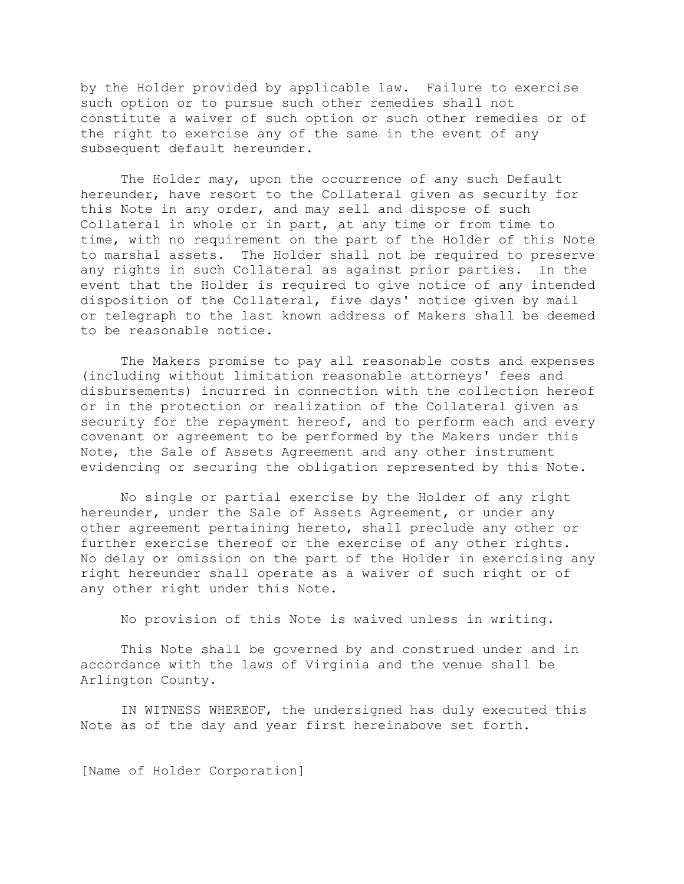by the Holder provided by applicable law. Failure to exercise such option or to pursue such other remedies shall not constitute a waiver of such option or such other remedies or of the right to exercise any of the same in the event of any subsequent default hereunder.

The Holder may, upon the occurrence of any such Default hereunder, have resort to the Collateral given as security for this Note in any order, and may sell and dispose of such Collateral in whole or in part, at any time or from time to time, with no requirement on the part of the Holder of this Note to marshal assets. The Holder shall not be required to preserve any rights in such Collateral as against prior parties. In the event that the Holder is required to give notice of any intended disposition of the Collateral, five days' notice given by mail or telegraph to the last known address of Makers shall be deemed to be reasonable notice.

The Makers promise to pay all reasonable costs and expenses (including without limitation reasonable attorneys' fees and disbursements) incurred in connection with the collection hereof or in the protection or realization of the Collateral given as security for the repayment hereof, and to perform each and every covenant or agreement to be performed by the Makers under this Note, the Sale of Assets Agreement and any other instrument evidencing or securing the obligation represented by this Note.

No single or partial exercise by the Holder of any right hereunder, under the Sale of Assets Agreement, or under any other agreement pertaining hereto, shall preclude any other or further exercise thereof or the exercise of any other rights. No delay or omission on the part of the Holder in exercising any right hereunder shall operate as a waiver of such right or of any other right under this Note.

No provision of this Note is waived unless in writing.

This Note shall be governed by and construed under and in accordance with the laws of Virginia and the venue shall be Arlington County.

IN WITNESS WHEREOF, the undersigned has duly executed this Note as of the day and year first hereinabove set forth.

[Name of Holder Corporation]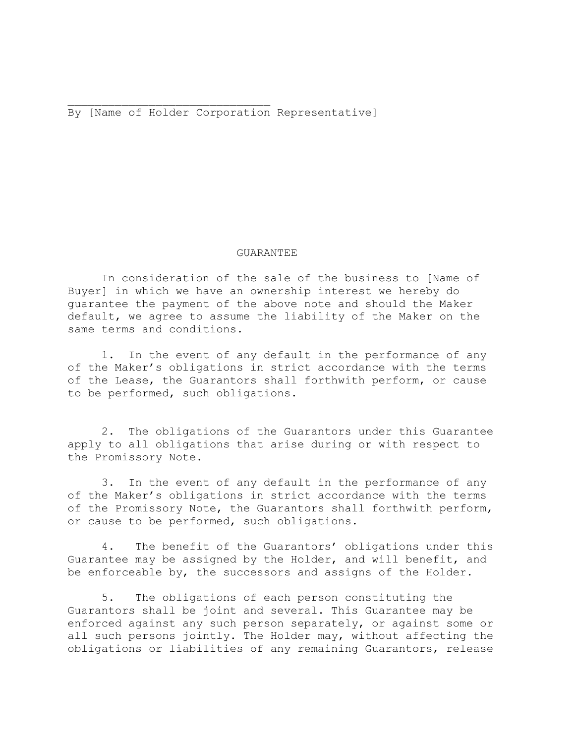______________________________
By [Name of Holder Corporation Representative]

# GUARANTEE

In consideration of the sale of the business to [Name of Buyer] in which we have an ownership interest we hereby do guarantee the payment of the above note and should the Maker default, we agree to assume the liability of the Maker on the same terms and conditions.

1. In the event of any default in the performance of any of the Maker's obligations in strict accordance with the terms of the Lease, the Guarantors shall forthwith perform, or cause to be performed, such obligations.

2. The obligations of the Guarantors under this Guarantee apply to all obligations that arise during or with respect to the Promissory Note.

3. In the event of any default in the performance of any of the Maker's obligations in strict accordance with the terms of the Promissory Note, the Guarantors shall forthwith perform, or cause to be performed, such obligations.

4. The benefit of the Guarantors' obligations under this Guarantee may be assigned by the Holder, and will benefit, and be enforceable by, the successors and assigns of the Holder.

5. The obligations of each person constituting the Guarantors shall be joint and several. This Guarantee may be enforced against any such person separately, or against some or all such persons jointly. The Holder may, without affecting the obligations or liabilities of any remaining Guarantors, release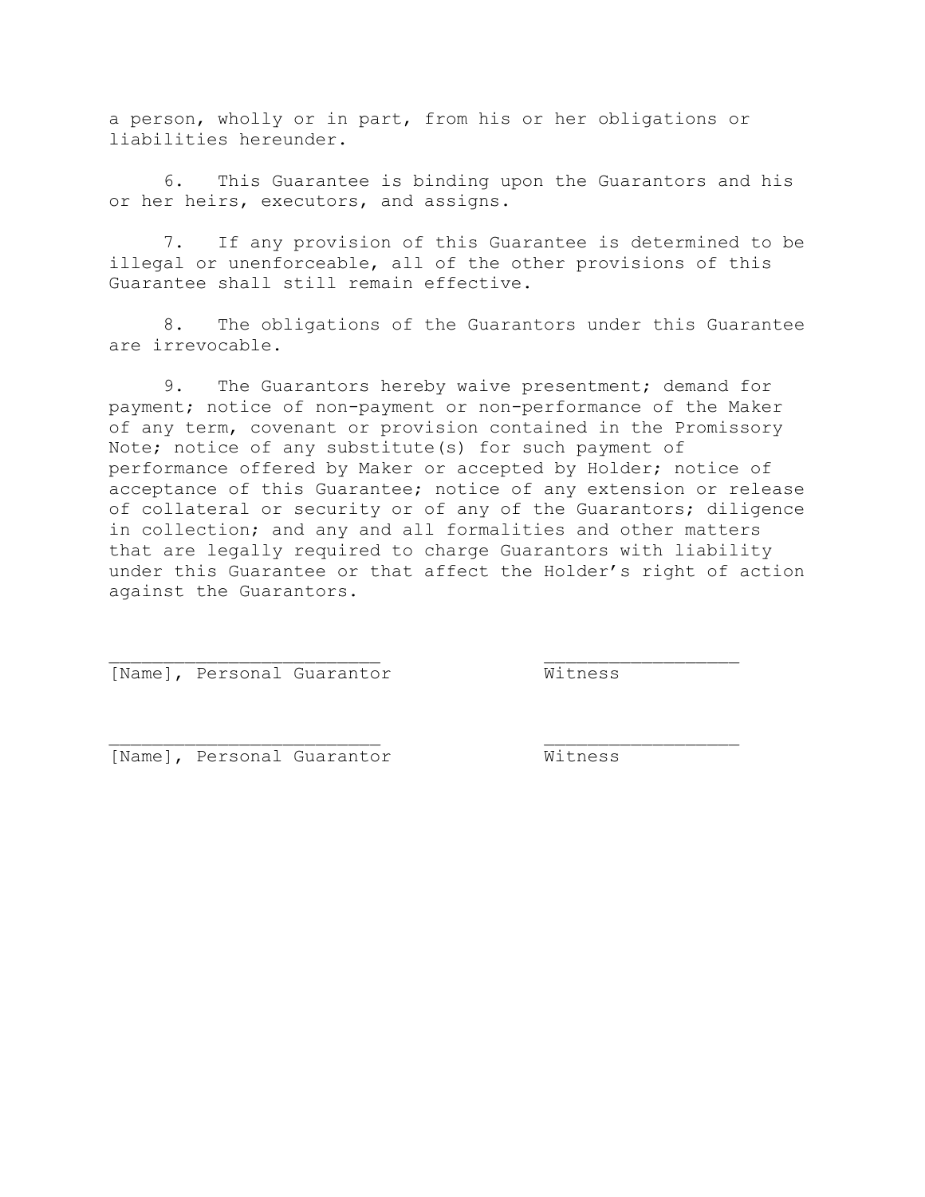a person, wholly or in part, from his or her obligations or liabilities hereunder.

6. This Guarantee is binding upon the Guarantors and his or her heirs, executors, and assigns.

7. If any provision of this Guarantee is determined to be illegal or unenforceable, all of the other provisions of this Guarantee shall still remain effective.

8. The obligations of the Guarantors under this Guarantee are irrevocable.

9. The Guarantors hereby waive presentment; demand for payment; notice of non-payment or non-performance of the Maker of any term, covenant or provision contained in the Promissory Note; notice of any substitute(s) for such payment of performance offered by Maker or accepted by Holder; notice of acceptance of this Guarantee; notice of any extension or release of collateral or security or of any of the Guarantors; diligence in collection; and any and all formalities and other matters that are legally required to charge Guarantors with liability under this Guarantee or that affect the Holder's right of action against the Guarantors.

\_\_\_\_\_\_\_\_\_\_\_\_\_\_\_\_\_\_\_\_\_\_\_\_\_ \_\_\_\_\_\_\_\_\_\_\_\_\_\_\_\_\_\_

[Name], Personal Guarantor Witness

\_\_\_\_\_\_\_\_\_\_\_\_\_\_\_\_\_\_\_\_\_\_\_\_\_ \_\_\_\_\_\_\_\_\_\_\_\_\_\_\_\_\_\_

[Name], Personal Guarantor Witness